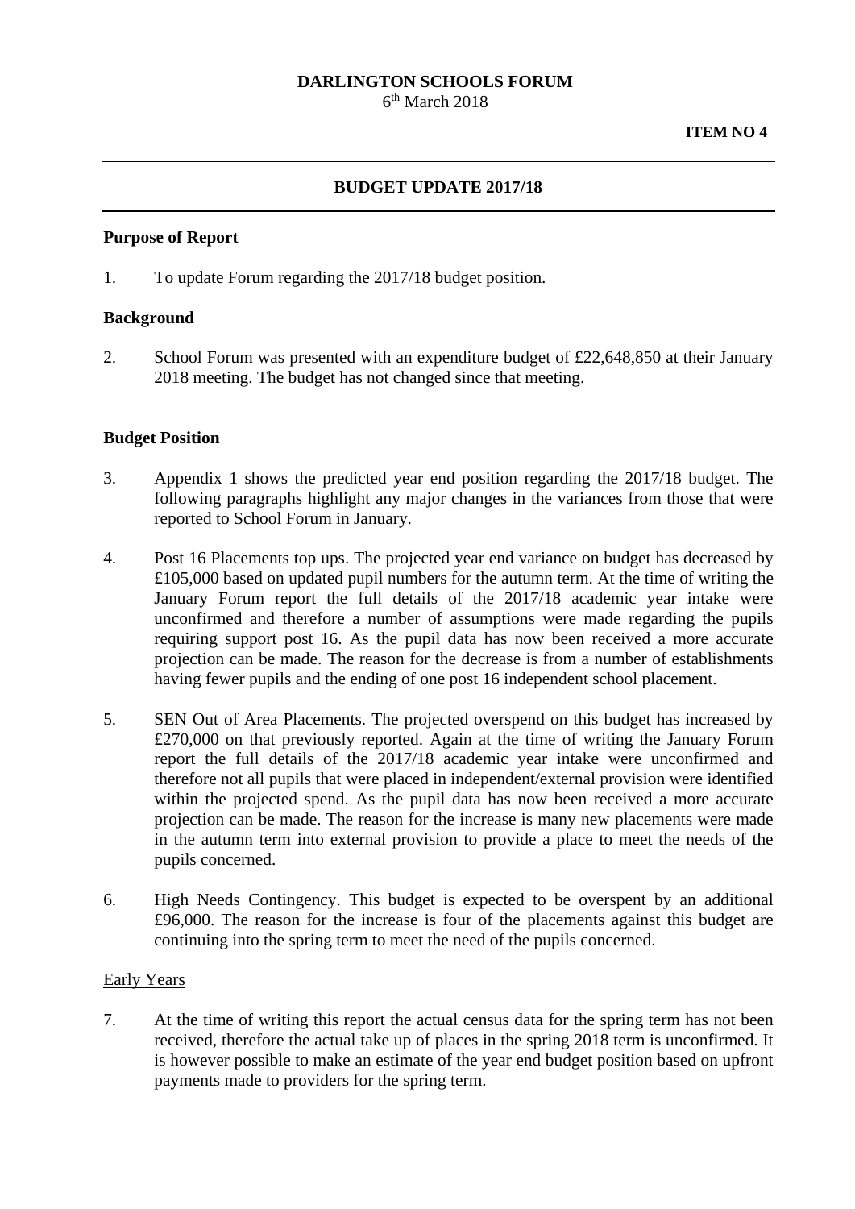**DARLINGTON SCHOOLS FORUM**
6th March 2018

**ITEM NO 4**

---

## BUDGET UPDATE 2017/18

---

### Purpose of Report

1. To update Forum regarding the 2017/18 budget position.

### Background

2. School Forum was presented with an expenditure budget of £22,648,850 at their January 2018 meeting. The budget has not changed since that meeting.

### Budget Position

3. Appendix 1 shows the predicted year end position regarding the 2017/18 budget. The following paragraphs highlight any major changes in the variances from those that were reported to School Forum in January.

4. Post 16 Placements top ups. The projected year end variance on budget has decreased by £105,000 based on updated pupil numbers for the autumn term. At the time of writing the January Forum report the full details of the 2017/18 academic year intake were unconfirmed and therefore a number of assumptions were made regarding the pupils requiring support post 16. As the pupil data has now been received a more accurate projection can be made. The reason for the decrease is from a number of establishments having fewer pupils and the ending of one post 16 independent school placement.

5. SEN Out of Area Placements. The projected overspend on this budget has increased by £270,000 on that previously reported. Again at the time of writing the January Forum report the full details of the 2017/18 academic year intake were unconfirmed and therefore not all pupils that were placed in independent/external provision were identified within the projected spend. As the pupil data has now been received a more accurate projection can be made. The reason for the increase is many new placements were made in the autumn term into external provision to provide a place to meet the needs of the pupils concerned.

6. High Needs Contingency. This budget is expected to be overspent by an additional £96,000. The reason for the increase is four of the placements against this budget are continuing into the spring term to meet the need of the pupils concerned.

<u>Early Years</u>

7. At the time of writing this report the actual census data for the spring term has not been received, therefore the actual take up of places in the spring 2018 term is unconfirmed. It is however possible to make an estimate of the year end budget position based on upfront payments made to providers for the spring term.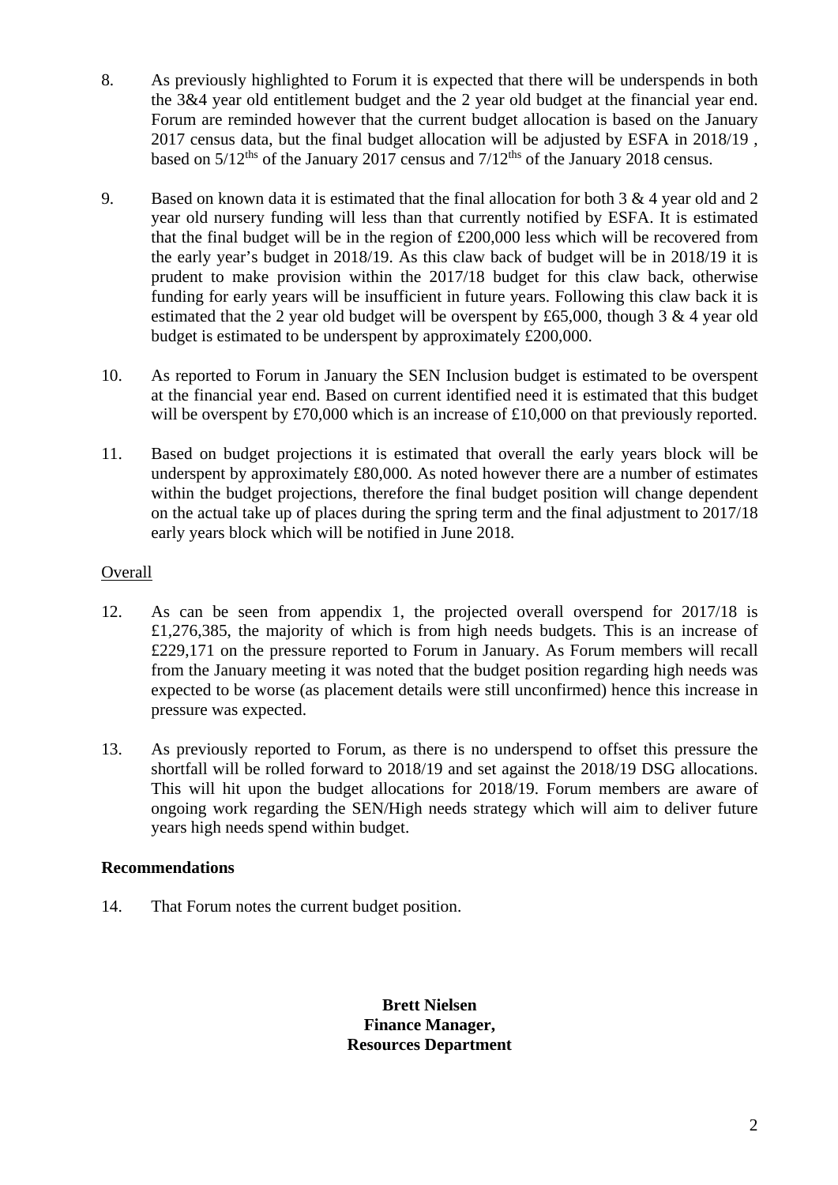8. As previously highlighted to Forum it is expected that there will be underspends in both the 3&4 year old entitlement budget and the 2 year old budget at the financial year end. Forum are reminded however that the current budget allocation is based on the January 2017 census data, but the final budget allocation will be adjusted by ESFA in 2018/19 , based on 5/12ths of the January 2017 census and 7/12ths of the January 2018 census.

9. Based on known data it is estimated that the final allocation for both 3 & 4 year old and 2 year old nursery funding will less than that currently notified by ESFA. It is estimated that the final budget will be in the region of £200,000 less which will be recovered from the early year's budget in 2018/19. As this claw back of budget will be in 2018/19 it is prudent to make provision within the 2017/18 budget for this claw back, otherwise funding for early years will be insufficient in future years. Following this claw back it is estimated that the 2 year old budget will be overspent by £65,000, though 3 & 4 year old budget is estimated to be underspent by approximately £200,000.

10. As reported to Forum in January the SEN Inclusion budget is estimated to be overspent at the financial year end. Based on current identified need it is estimated that this budget will be overspent by £70,000 which is an increase of £10,000 on that previously reported.

11. Based on budget projections it is estimated that overall the early years block will be underspent by approximately £80,000. As noted however there are a number of estimates within the budget projections, therefore the final budget position will change dependent on the actual take up of places during the spring term and the final adjustment to 2017/18 early years block which will be notified in June 2018.

Overall

12. As can be seen from appendix 1, the projected overall overspend for 2017/18 is £1,276,385, the majority of which is from high needs budgets. This is an increase of £229,171 on the pressure reported to Forum in January. As Forum members will recall from the January meeting it was noted that the budget position regarding high needs was expected to be worse (as placement details were still unconfirmed) hence this increase in pressure was expected.

13. As previously reported to Forum, as there is no underspend to offset this pressure the shortfall will be rolled forward to 2018/19 and set against the 2018/19 DSG allocations. This will hit upon the budget allocations for 2018/19. Forum members are aware of ongoing work regarding the SEN/High needs strategy which will aim to deliver future years high needs spend within budget.

**Recommendations**

14. That Forum notes the current budget position.

**Brett Nielsen**
**Finance Manager,**
**Resources Department**